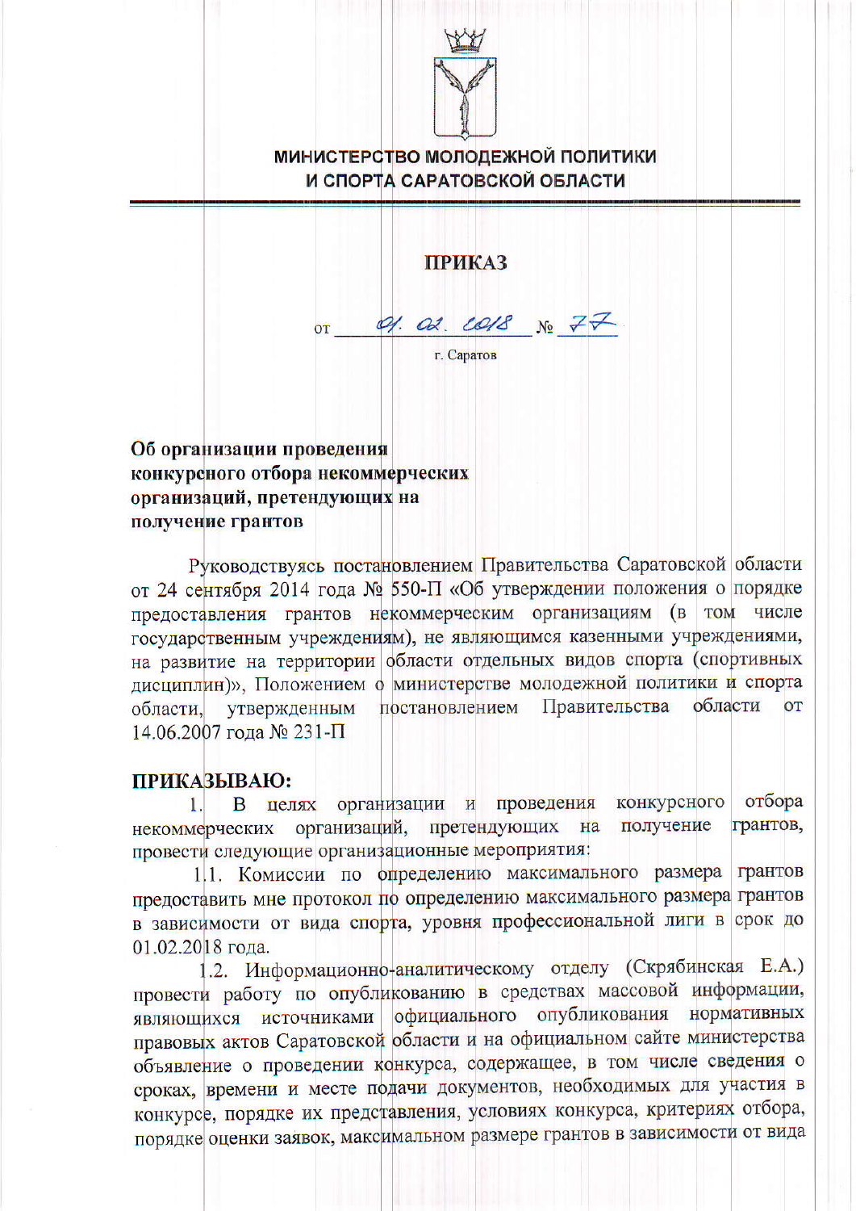**МИНИСТЕРСТВО МОЛОДЕЖНОЙ ПОЛИТИКИ**
**И СПОРТА САРАТОВСКОЙ ОБЛАСТИ**

# ПРИКАЗ

от 01.02.2018 № 77

г. Саратов

**Об организации проведения конкурсного отбора некоммерческих организаций, претендующих на получение грантов**

Руководствуясь постановлением Правительства Саратовской области от 24 сентября 2014 года № 550-П «Об утверждении положения о порядке предоставления грантов некоммерческим организациям (в том числе государственным учреждениям), не являющимся казенными учреждениями, на развитие на территории области отдельных видов спорта (спортивных дисциплин)», Положением о министерстве молодежной политики и спорта области, утвержденным постановлением Правительства области от 14.06.2007 года № 231-П

**ПРИКАЗЫВАЮ:**

1. В целях организации и проведения конкурсного отбора некоммерческих организаций, претендующих на получение грантов, провести следующие организационные мероприятия:

1.1. Комиссии по определению максимального размера грантов предоставить мне протокол по определению максимального размера грантов в зависимости от вида спорта, уровня профессиональной лиги в срок до 01.02.2018 года.

1.2. Информационно-аналитическому отделу (Скрябинская Е.А.) провести работу по опубликованию в средствах массовой информации, являющихся источниками официального опубликования нормативных правовых актов Саратовской области и на официальном сайте министерства объявление о проведении конкурса, содержащее, в том числе сведения о сроках, времени и месте подачи документов, необходимых для участия в конкурсе, порядке их представления, условиях конкурса, критериях отбора, порядке оценки заявок, максимальном размере грантов в зависимости от вида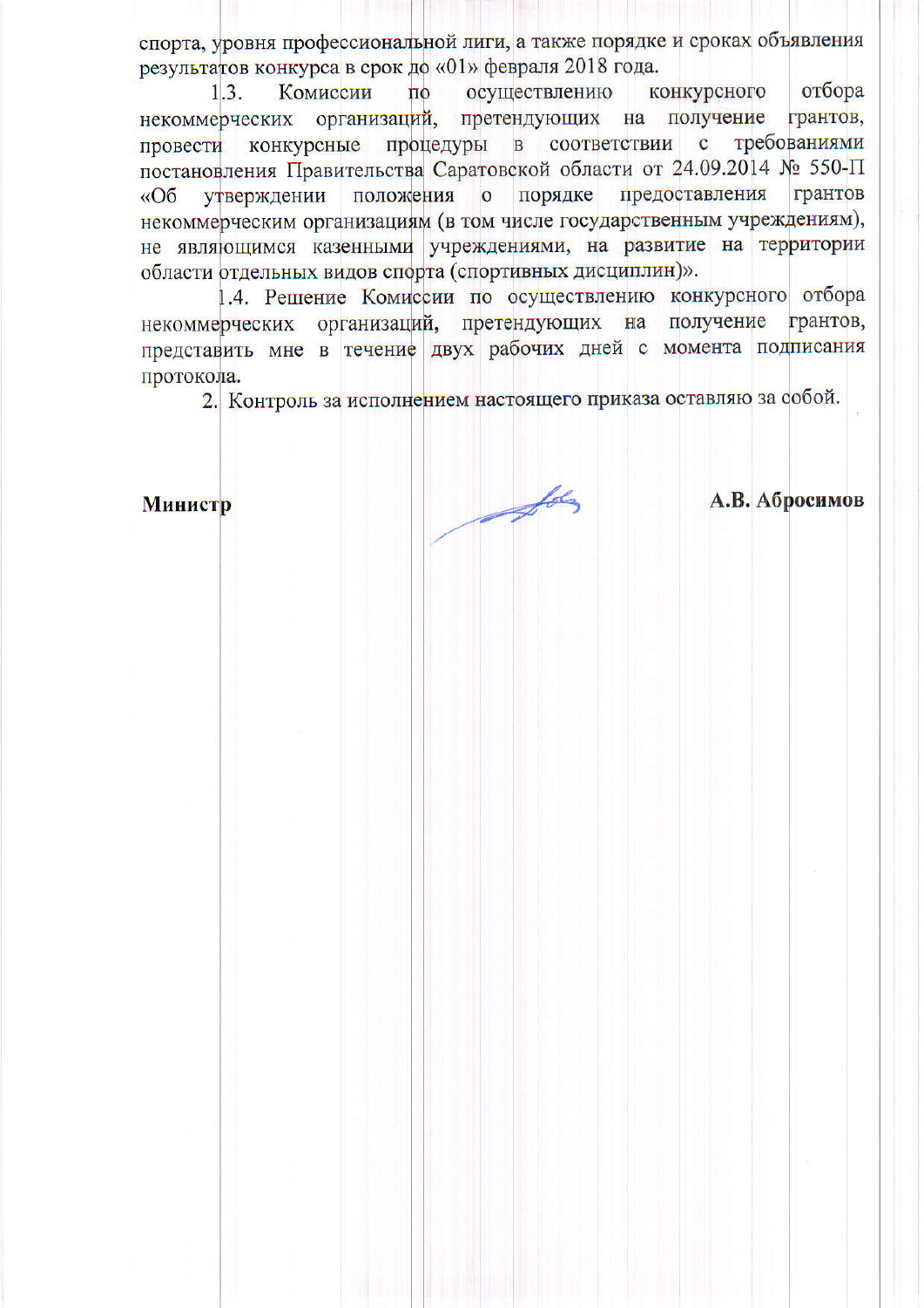спорта, уровня профессиональной лиги, а также порядке и сроках объявления результатов конкурса в срок до «01» февраля 2018 года.

1.3. Комиссии по осуществлению конкурсного отбора некоммерческих организаций, претендующих на получение грантов, провести конкурсные процедуры в соответствии с требованиями постановления Правительства Саратовской области от 24.09.2014 № 550-П «Об утверждении положения о порядке предоставления грантов некоммерческим организациям (в том числе государственным учреждениям), не являющимся казенными учреждениями, на развитие на территории области отдельных видов спорта (спортивных дисциплин)».

1.4. Решение Комиссии по осуществлению конкурсного отбора некоммерческих организаций, претендующих на получение грантов, представить мне в течение двух рабочих дней с момента подписания протокола.

2. Контроль за исполнением настоящего приказа оставляю за собой.

**Министр** **А.В. Абросимов**